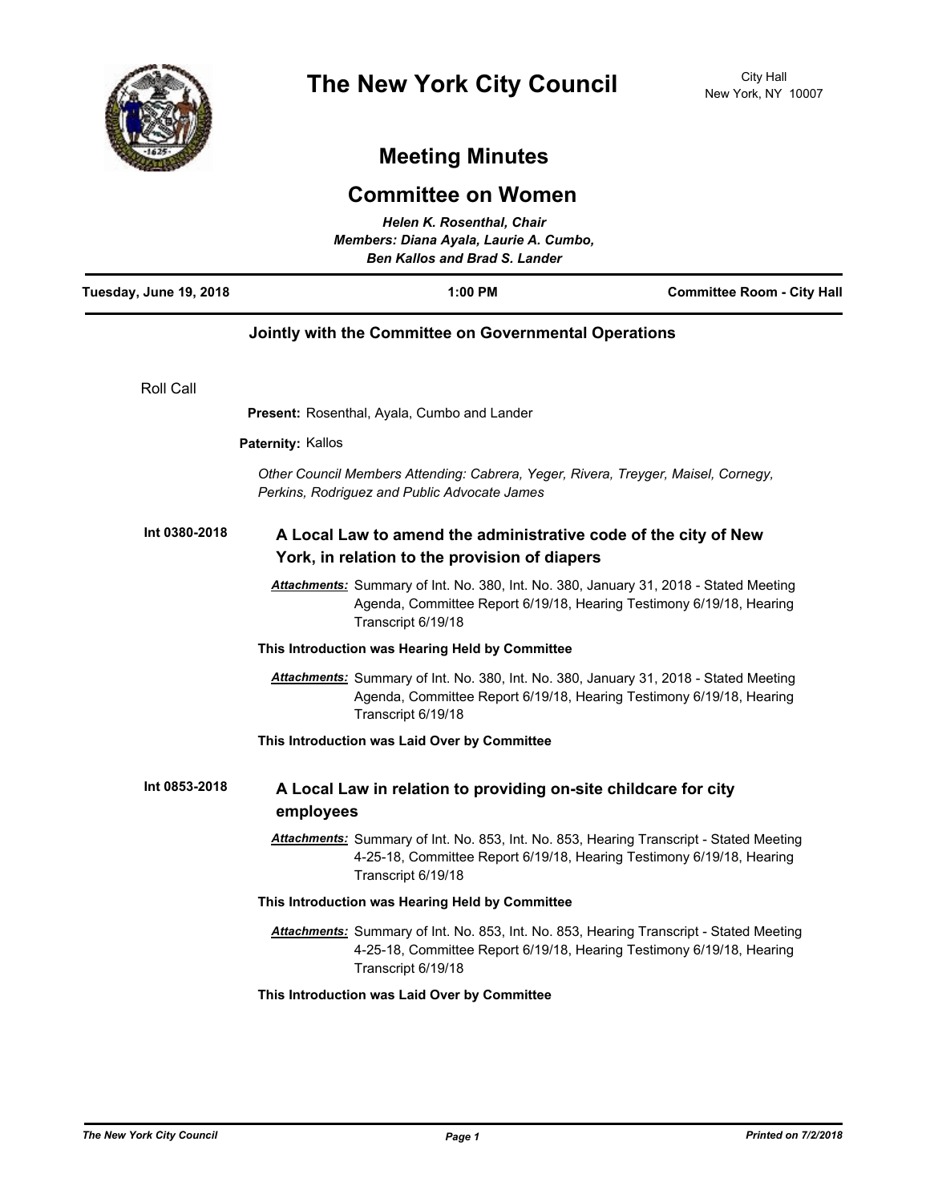# The New York City Council

City Hall
New York, NY 10007

## Meeting Minutes

## Committee on Women

*Helen K. Rosenthal, Chair*
*Members: Diana Ayala, Laurie A. Cumbo, Ben Kallos and Brad S. Lander*

| Tuesday, June 19, 2018 | 1:00 PM | Committee Room - City Hall |
| --- | --- | --- |

**Jointly with the Committee on Governmental Operations**

Roll Call

**Present:** Rosenthal, Ayala, Cumbo and Lander

**Paternity:** Kallos

*Other Council Members Attending: Cabrera, Yeger, Rivera, Treyger, Maisel, Cornegy, Perkins, Rodriguez and Public Advocate James*

**Int 0380-2018** **A Local Law to amend the administrative code of the city of New York, in relation to the provision of diapers**

***Attachments:*** Summary of Int. No. 380, Int. No. 380, January 31, 2018 - Stated Meeting Agenda, Committee Report 6/19/18, Hearing Testimony 6/19/18, Hearing Transcript 6/19/18

**This Introduction was Hearing Held by Committee**

***Attachments:*** Summary of Int. No. 380, Int. No. 380, January 31, 2018 - Stated Meeting Agenda, Committee Report 6/19/18, Hearing Testimony 6/19/18, Hearing Transcript 6/19/18

**This Introduction was Laid Over by Committee**

**Int 0853-2018** **A Local Law in relation to providing on-site childcare for city employees**

***Attachments:*** Summary of Int. No. 853, Int. No. 853, Hearing Transcript - Stated Meeting 4-25-18, Committee Report 6/19/18, Hearing Testimony 6/19/18, Hearing Transcript 6/19/18

**This Introduction was Hearing Held by Committee**

***Attachments:*** Summary of Int. No. 853, Int. No. 853, Hearing Transcript - Stated Meeting 4-25-18, Committee Report 6/19/18, Hearing Testimony 6/19/18, Hearing Transcript 6/19/18

**This Introduction was Laid Over by Committee**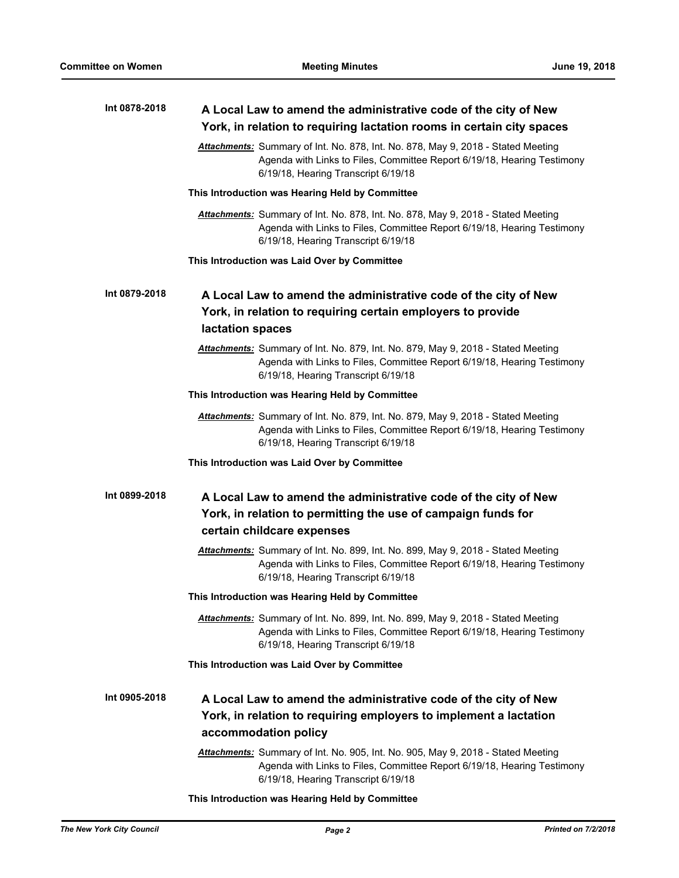**Int 0878-2018** **A Local Law to amend the administrative code of the city of New York, in relation to requiring lactation rooms in certain city spaces**

***Attachments:*** Summary of Int. No. 878, Int. No. 878, May 9, 2018 - Stated Meeting Agenda with Links to Files, Committee Report 6/19/18, Hearing Testimony 6/19/18, Hearing Transcript 6/19/18

**This Introduction was Hearing Held by Committee**

***Attachments:*** Summary of Int. No. 878, Int. No. 878, May 9, 2018 - Stated Meeting Agenda with Links to Files, Committee Report 6/19/18, Hearing Testimony 6/19/18, Hearing Transcript 6/19/18

**This Introduction was Laid Over by Committee**

**Int 0879-2018** **A Local Law to amend the administrative code of the city of New York, in relation to requiring certain employers to provide lactation spaces**

***Attachments:*** Summary of Int. No. 879, Int. No. 879, May 9, 2018 - Stated Meeting Agenda with Links to Files, Committee Report 6/19/18, Hearing Testimony 6/19/18, Hearing Transcript 6/19/18

**This Introduction was Hearing Held by Committee**

***Attachments:*** Summary of Int. No. 879, Int. No. 879, May 9, 2018 - Stated Meeting Agenda with Links to Files, Committee Report 6/19/18, Hearing Testimony 6/19/18, Hearing Transcript 6/19/18

**This Introduction was Laid Over by Committee**

**Int 0899-2018** **A Local Law to amend the administrative code of the city of New York, in relation to permitting the use of campaign funds for certain childcare expenses**

***Attachments:*** Summary of Int. No. 899, Int. No. 899, May 9, 2018 - Stated Meeting Agenda with Links to Files, Committee Report 6/19/18, Hearing Testimony 6/19/18, Hearing Transcript 6/19/18

**This Introduction was Hearing Held by Committee**

***Attachments:*** Summary of Int. No. 899, Int. No. 899, May 9, 2018 - Stated Meeting Agenda with Links to Files, Committee Report 6/19/18, Hearing Testimony 6/19/18, Hearing Transcript 6/19/18

**This Introduction was Laid Over by Committee**

**Int 0905-2018** **A Local Law to amend the administrative code of the city of New York, in relation to requiring employers to implement a lactation accommodation policy**

***Attachments:*** Summary of Int. No. 905, Int. No. 905, May 9, 2018 - Stated Meeting Agenda with Links to Files, Committee Report 6/19/18, Hearing Testimony 6/19/18, Hearing Transcript 6/19/18

**This Introduction was Hearing Held by Committee**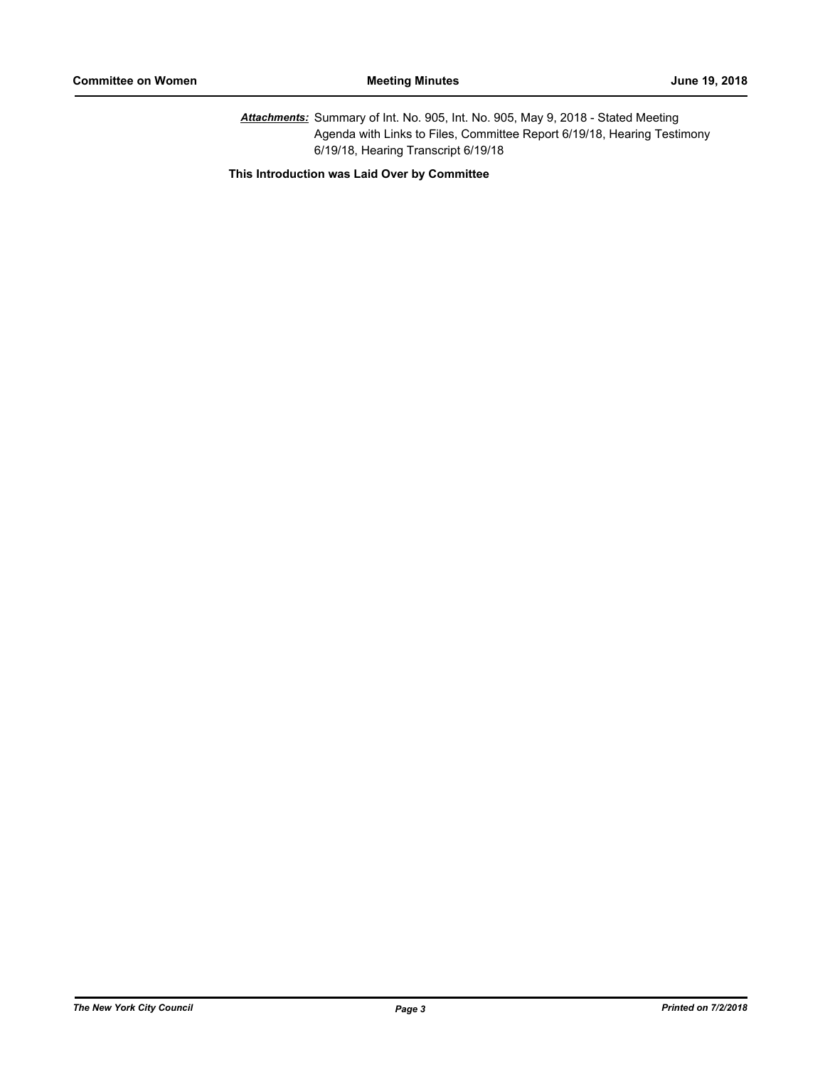***Attachments:*** Summary of Int. No. 905, Int. No. 905, May 9, 2018 - Stated Meeting Agenda with Links to Files, Committee Report 6/19/18, Hearing Testimony 6/19/18, Hearing Transcript 6/19/18

**This Introduction was Laid Over by Committee**